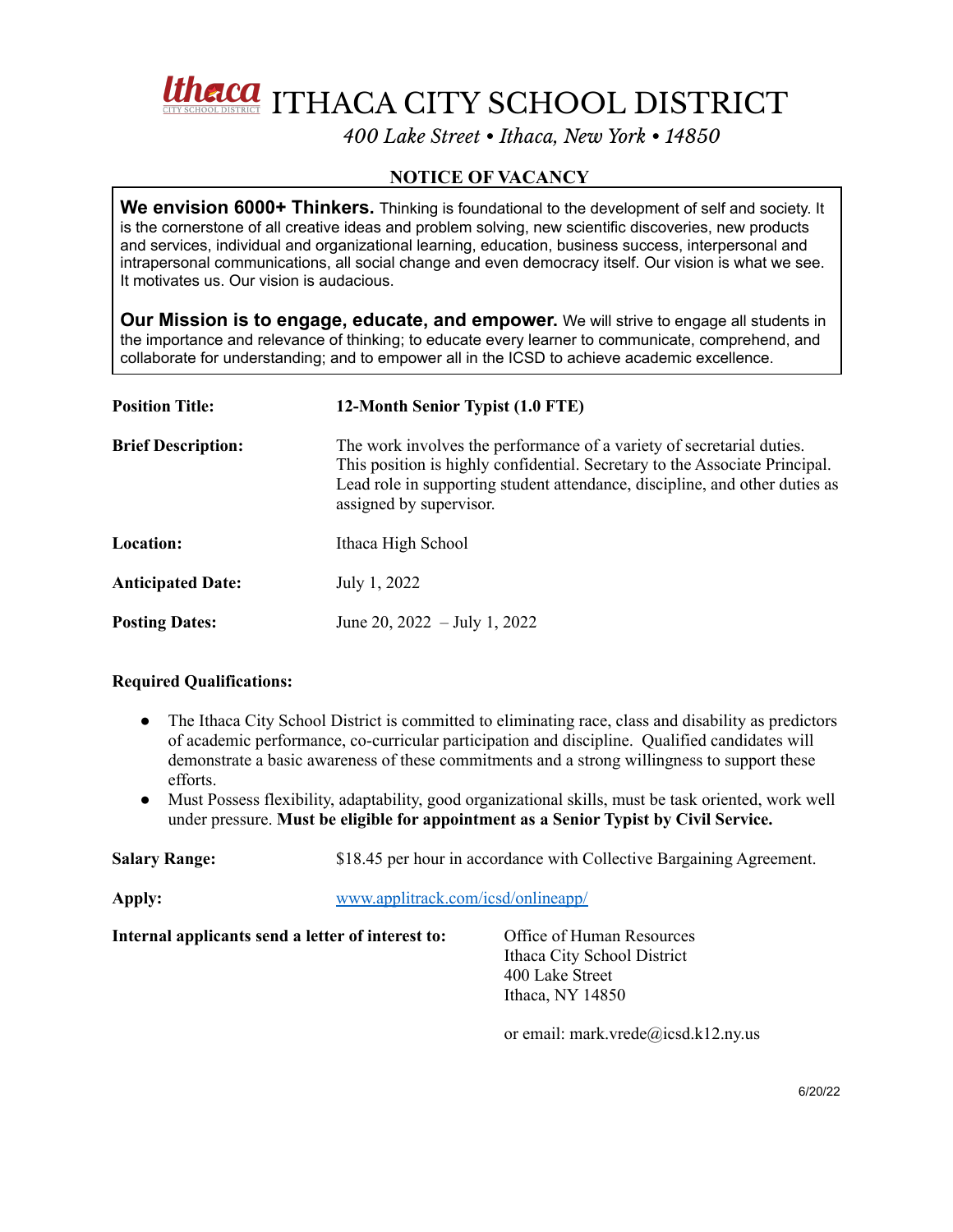# ITHACA CITY SCHOOL DISTRICT

*400 Lake Street • Ithaca, New York • 14850*

## NOTICE OF VACANCY

**We envision 6000+ Thinkers.** Thinking is foundational to the development of self and society. It is the cornerstone of all creative ideas and problem solving, new scientific discoveries, new products and services, individual and organizational learning, education, business success, interpersonal and intrapersonal communications, all social change and even democracy itself. Our vision is what we see. It motivates us. Our vision is audacious.

**Our Mission is to engage, educate, and empower.** We will strive to engage all students in the importance and relevance of thinking; to educate every learner to communicate, comprehend, and collaborate for understanding; and to empower all in the ICSD to achieve academic excellence.

**Position Title:** **12-Month Senior Typist (1.0 FTE)**

**Brief Description:** The work involves the performance of a variety of secretarial duties. This position is highly confidential. Secretary to the Associate Principal. Lead role in supporting student attendance, discipline, and other duties as assigned by supervisor.

**Location:** Ithaca High School

**Anticipated Date:** July 1, 2022

**Posting Dates:** June 20, 2022 – July 1, 2022

**Required Qualifications:**

- The Ithaca City School District is committed to eliminating race, class and disability as predictors of academic performance, co-curricular participation and discipline. Qualified candidates will demonstrate a basic awareness of these commitments and a strong willingness to support these efforts.
- Must Possess flexibility, adaptability, good organizational skills, must be task oriented, work well under pressure. **Must be eligible for appointment as a Senior Typist by Civil Service.**

**Salary Range:** $18.45 per hour in accordance with Collective Bargaining Agreement.

**Apply:** [www.applitrack.com/icsd/onlineapp/](http://www.applitrack.com/icsd/onlineapp/)

**Internal applicants send a letter of interest to:**

Office of Human Resources
Ithaca City School District
400 Lake Street
Ithaca, NY 14850

or email: mark.vrede@icsd.k12.ny.us

6/20/22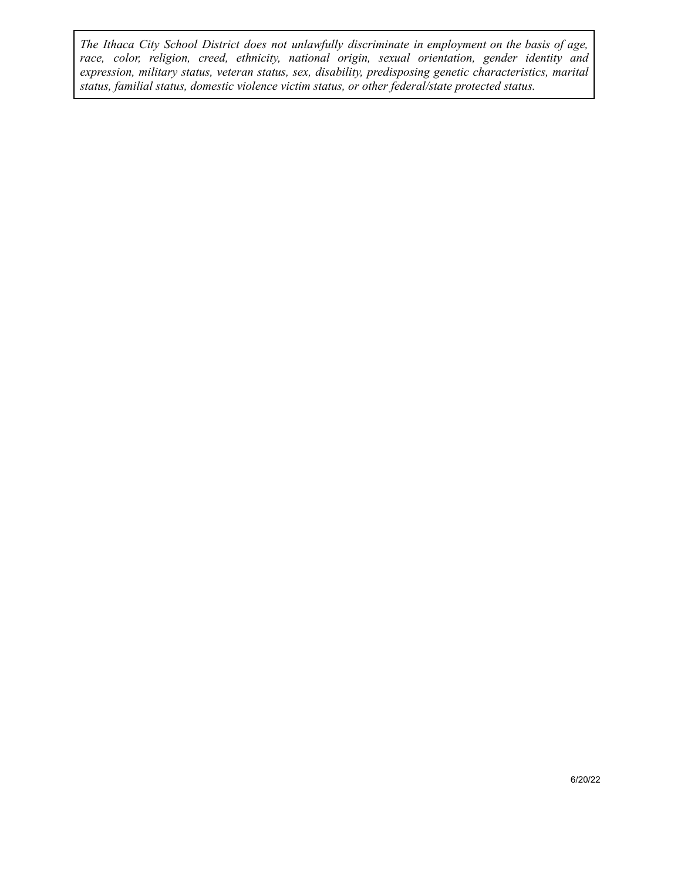*The Ithaca City School District does not unlawfully discriminate in employment on the basis of age, race, color, religion, creed, ethnicity, national origin, sexual orientation, gender identity and expression, military status, veteran status, sex, disability, predisposing genetic characteristics, marital status, familial status, domestic violence victim status, or other federal/state protected status.*

6/20/22